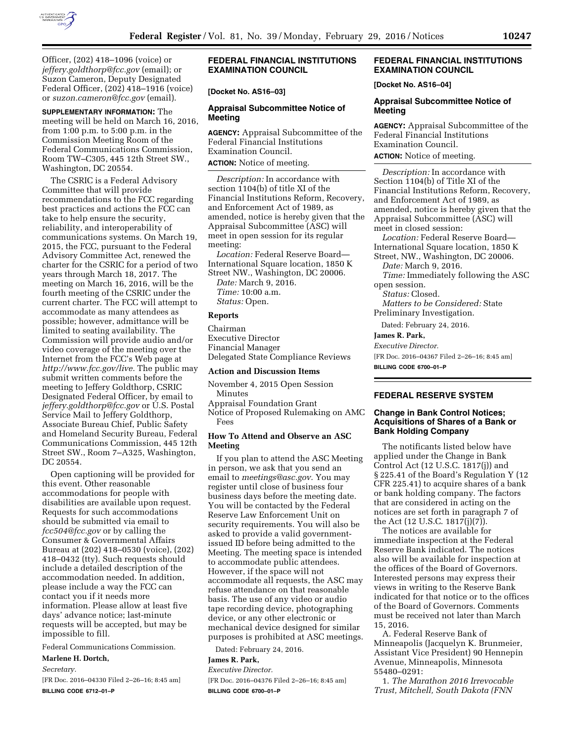Officer, (202) 418–1096 (voice) or *jeffery.goldthorp@fcc.gov* (email); or Suzon Cameron, Deputy Designated Federal Officer, (202) 418–1916 (voice) or *suzon.cameron@fcc.gov* (email).

**SUPPLEMENTARY INFORMATION:** The meeting will be held on March 16, 2016, from 1:00 p.m. to 5:00 p.m. in the Commission Meeting Room of the Federal Communications Commission, Room TW–C305, 445 12th Street SW., Washington, DC 20554.

The CSRIC is a Federal Advisory Committee that will provide recommendations to the FCC regarding best practices and actions the FCC can take to help ensure the security, reliability, and interoperability of communications systems. On March 19, 2015, the FCC, pursuant to the Federal Advisory Committee Act, renewed the charter for the CSRIC for a period of two years through March 18, 2017. The meeting on March 16, 2016, will be the fourth meeting of the CSRIC under the current charter. The FCC will attempt to accommodate as many attendees as possible; however, admittance will be limited to seating availability. The Commission will provide audio and/or video coverage of the meeting over the Internet from the FCC's Web page at *http://www.fcc.gov/live.* The public may submit written comments before the meeting to Jeffery Goldthorp, CSRIC Designated Federal Officer, by email to *jeffery.goldthorp@fcc.gov* or U.S. Postal Service Mail to Jeffery Goldthorp, Associate Bureau Chief, Public Safety and Homeland Security Bureau, Federal Communications Commission, 445 12th Street SW., Room 7–A325, Washington, DC 20554.

Open captioning will be provided for this event. Other reasonable accommodations for people with disabilities are available upon request. Requests for such accommodations should be submitted via email to *fcc504@fcc.gov* or by calling the Consumer & Governmental Affairs Bureau at (202) 418–0530 (voice), (202) 418–0432 (tty). Such requests should include a detailed description of the accommodation needed. In addition, please include a way the FCC can contact you if it needs more information. Please allow at least five days' advance notice; last-minute requests will be accepted, but may be impossible to fill.

Federal Communications Commission.

**Marlene H. Dortch,**

*Secretary.*

[FR Doc. 2016–04330 Filed 2–26–16; 8:45 am]

**BILLING CODE 6712–01–P**

## FEDERAL FINANCIAL INSTITUTIONS EXAMINATION COUNCIL

**[Docket No. AS16–03]**

### Appraisal Subcommittee Notice of Meeting

**AGENCY:** Appraisal Subcommittee of the Federal Financial Institutions Examination Council.

**ACTION:** Notice of meeting.

*Description:* In accordance with section 1104(b) of title XI of the Financial Institutions Reform, Recovery, and Enforcement Act of 1989, as amended, notice is hereby given that the Appraisal Subcommittee (ASC) will meet in open session for its regular meeting:

*Location:* Federal Reserve Board—International Square location, 1850 K Street NW., Washington, DC 20006.

*Date:* March 9, 2016.

*Time:* 10:00 a.m.

*Status:* Open.

#### Reports

Chairman
Executive Director
Financial Manager
Delegated State Compliance Reviews

#### Action and Discussion Items

November 4, 2015 Open Session Minutes
Appraisal Foundation Grant
Notice of Proposed Rulemaking on AMC Fees

#### How To Attend and Observe an ASC Meeting

If you plan to attend the ASC Meeting in person, we ask that you send an email to *meetings@asc.gov.* You may register until close of business four business days before the meeting date. You will be contacted by the Federal Reserve Law Enforcement Unit on security requirements. You will also be asked to provide a valid government-issued ID before being admitted to the Meeting. The meeting space is intended to accommodate public attendees. However, if the space will not accommodate all requests, the ASC may refuse attendance on that reasonable basis. The use of any video or audio tape recording device, photographing device, or any other electronic or mechanical device designed for similar purposes is prohibited at ASC meetings.

Dated: February 24, 2016.

**James R. Park,**

*Executive Director.*

[FR Doc. 2016–04376 Filed 2–26–16; 8:45 am]

**BILLING CODE 6700–01–P**

## FEDERAL FINANCIAL INSTITUTIONS EXAMINATION COUNCIL

**[Docket No. AS16–04]**

### Appraisal Subcommittee Notice of Meeting

**AGENCY:** Appraisal Subcommittee of the Federal Financial Institutions Examination Council.

**ACTION:** Notice of meeting.

*Description:* In accordance with Section 1104(b) of Title XI of the Financial Institutions Reform, Recovery, and Enforcement Act of 1989, as amended, notice is hereby given that the Appraisal Subcommittee (ASC) will meet in closed session:

*Location:* Federal Reserve Board—International Square location, 1850 K Street, NW., Washington, DC 20006.

*Date:* March 9, 2016.

*Time:* Immediately following the ASC open session.

*Status:* Closed.

*Matters to be Considered:* State Preliminary Investigation.

Dated: February 24, 2016.

**James R. Park,**

*Executive Director.*

[FR Doc. 2016–04367 Filed 2–26–16; 8:45 am]

**BILLING CODE 6700–01–P**

## FEDERAL RESERVE SYSTEM

### Change in Bank Control Notices; Acquisitions of Shares of a Bank or Bank Holding Company

The notificants listed below have applied under the Change in Bank Control Act (12 U.S.C. 1817(j)) and § 225.41 of the Board's Regulation Y (12 CFR 225.41) to acquire shares of a bank or bank holding company. The factors that are considered in acting on the notices are set forth in paragraph 7 of the Act (12 U.S.C. 1817(j)(7)).

The notices are available for immediate inspection at the Federal Reserve Bank indicated. The notices also will be available for inspection at the offices of the Board of Governors. Interested persons may express their views in writing to the Reserve Bank indicated for that notice or to the offices of the Board of Governors. Comments must be received not later than March 15, 2016.

A. Federal Reserve Bank of Minneapolis (Jacquelyn K. Brunmeier, Assistant Vice President) 90 Hennepin Avenue, Minneapolis, Minnesota 55480–0291:

1. *The Marathon 2016 Irrevocable Trust, Mitchell, South Dakota (FNN*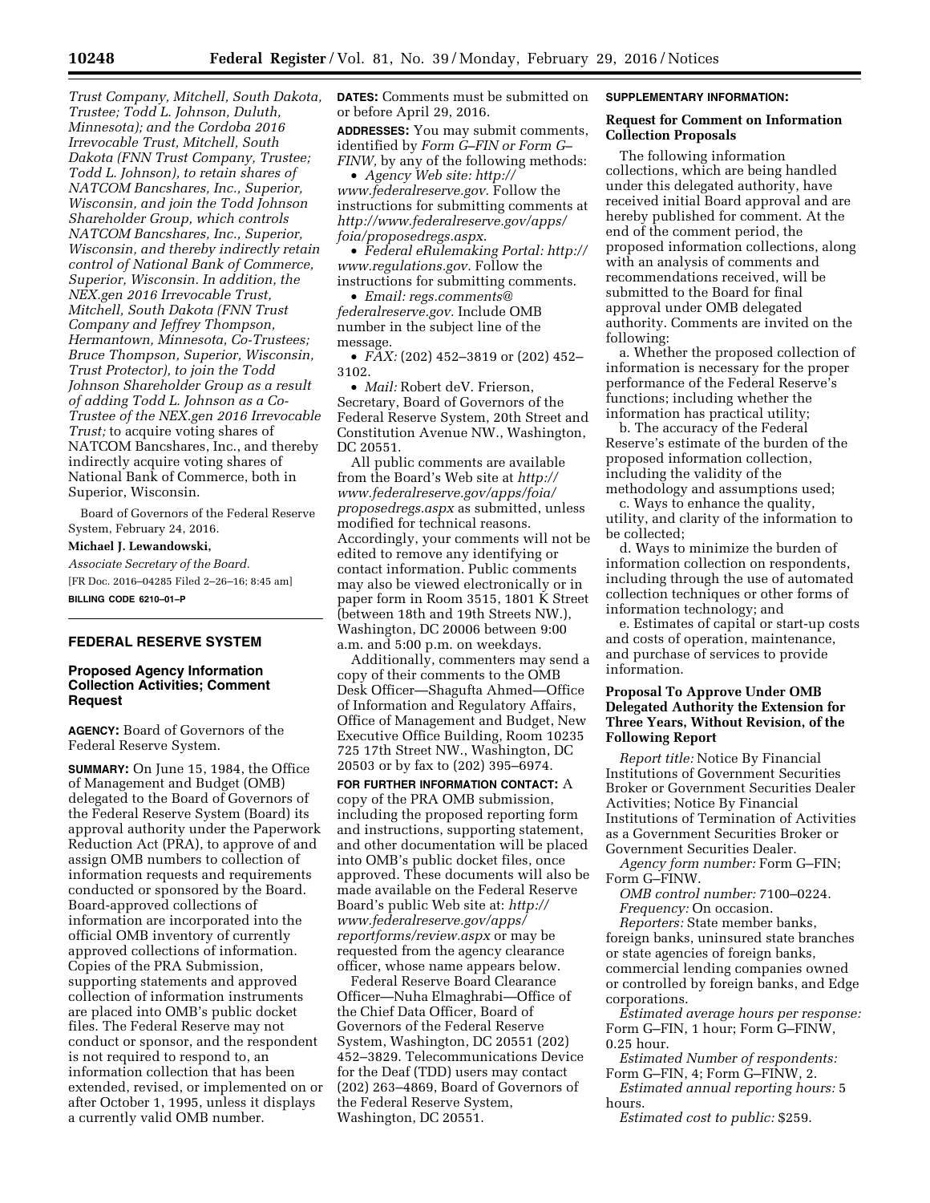*Trust Company, Mitchell, South Dakota, Trustee; Todd L. Johnson, Duluth, Minnesota); and the Cordoba 2016 Irrevocable Trust, Mitchell, South Dakota (FNN Trust Company, Trustee; Todd L. Johnson), to retain shares of NATCOM Bancshares, Inc., Superior, Wisconsin, and join the Todd Johnson Shareholder Group, which controls NATCOM Bancshares, Inc., Superior, Wisconsin, and thereby indirectly retain control of National Bank of Commerce, Superior, Wisconsin. In addition, the NEX.gen 2016 Irrevocable Trust, Mitchell, South Dakota (FNN Trust Company and Jeffrey Thompson, Hermantown, Minnesota, Co-Trustees; Bruce Thompson, Superior, Wisconsin, Trust Protector), to join the Todd Johnson Shareholder Group as a result of adding Todd L. Johnson as a Co-Trustee of the NEX.gen 2016 Irrevocable Trust;* to acquire voting shares of NATCOM Bancshares, Inc., and thereby indirectly acquire voting shares of National Bank of Commerce, both in Superior, Wisconsin.

Board of Governors of the Federal Reserve System, February 24, 2016.

**Michael J. Lewandowski,**

*Associate Secretary of the Board.*

[FR Doc. 2016–04285 Filed 2–26–16; 8:45 am]

**BILLING CODE 6210–01–P**

---

## FEDERAL RESERVE SYSTEM

### Proposed Agency Information Collection Activities; Comment Request

**AGENCY:** Board of Governors of the Federal Reserve System.

**SUMMARY:** On June 15, 1984, the Office of Management and Budget (OMB) delegated to the Board of Governors of the Federal Reserve System (Board) its approval authority under the Paperwork Reduction Act (PRA), to approve of and assign OMB numbers to collection of information requests and requirements conducted or sponsored by the Board. Board-approved collections of information are incorporated into the official OMB inventory of currently approved collections of information. Copies of the PRA Submission, supporting statements and approved collection of information instruments are placed into OMB's public docket files. The Federal Reserve may not conduct or sponsor, and the respondent is not required to respond to, an information collection that has been extended, revised, or implemented on or after October 1, 1995, unless it displays a currently valid OMB number.

**DATES:** Comments must be submitted on or before April 29, 2016.

**ADDRESSES:** You may submit comments, identified by *Form G–FIN or Form G–FINW,* by any of the following methods:

- *Agency Web site: http://www.federalreserve.gov.* Follow the instructions for submitting comments at *http://www.federalreserve.gov/apps/foia/proposedregs.aspx.*
- *Federal eRulemaking Portal: http://www.regulations.gov.* Follow the instructions for submitting comments.
- *Email: regs.comments@federalreserve.gov.* Include OMB number in the subject line of the message.
- *FAX:* (202) 452–3819 or (202) 452–3102.
- *Mail:* Robert deV. Frierson, Secretary, Board of Governors of the Federal Reserve System, 20th Street and Constitution Avenue NW., Washington, DC 20551.

All public comments are available from the Board's Web site at *http://www.federalreserve.gov/apps/foia/proposedregs.aspx* as submitted, unless modified for technical reasons. Accordingly, your comments will not be edited to remove any identifying or contact information. Public comments may also be viewed electronically or in paper form in Room 3515, 1801 K Street (between 18th and 19th Streets NW.), Washington, DC 20006 between 9:00 a.m. and 5:00 p.m. on weekdays.

Additionally, commenters may send a copy of their comments to the OMB Desk Officer—Shagufta Ahmed—Office of Information and Regulatory Affairs, Office of Management and Budget, New Executive Office Building, Room 10235 725 17th Street NW., Washington, DC 20503 or by fax to (202) 395–6974.

**FOR FURTHER INFORMATION CONTACT:** A copy of the PRA OMB submission, including the proposed reporting form and instructions, supporting statement, and other documentation will be placed into OMB's public docket files, once approved. These documents will also be made available on the Federal Reserve Board's public Web site at: *http://www.federalreserve.gov/apps/reportforms/review.aspx* or may be requested from the agency clearance officer, whose name appears below.

Federal Reserve Board Clearance Officer—Nuha Elmaghrabi—Office of the Chief Data Officer, Board of Governors of the Federal Reserve System, Washington, DC 20551 (202) 452–3829. Telecommunications Device for the Deaf (TDD) users may contact (202) 263–4869, Board of Governors of the Federal Reserve System, Washington, DC 20551.

**SUPPLEMENTARY INFORMATION:**

### Request for Comment on Information Collection Proposals

The following information collections, which are being handled under this delegated authority, have received initial Board approval and are hereby published for comment. At the end of the comment period, the proposed information collections, along with an analysis of comments and recommendations received, will be submitted to the Board for final approval under OMB delegated authority. Comments are invited on the following:

a. Whether the proposed collection of information is necessary for the proper performance of the Federal Reserve's functions; including whether the information has practical utility;

b. The accuracy of the Federal Reserve's estimate of the burden of the proposed information collection, including the validity of the methodology and assumptions used;

c. Ways to enhance the quality, utility, and clarity of the information to be collected;

d. Ways to minimize the burden of information collection on respondents, including through the use of automated collection techniques or other forms of information technology; and

e. Estimates of capital or start-up costs and costs of operation, maintenance, and purchase of services to provide information.

### Proposal To Approve Under OMB Delegated Authority the Extension for Three Years, Without Revision, of the Following Report

*Report title:* Notice By Financial Institutions of Government Securities Broker or Government Securities Dealer Activities; Notice By Financial Institutions of Termination of Activities as a Government Securities Broker or Government Securities Dealer.

*Agency form number:* Form G–FIN; Form G–FINW.

*OMB control number:* 7100–0224.

*Frequency:* On occasion.

*Reporters:* State member banks, foreign banks, uninsured state branches or state agencies of foreign banks, commercial lending companies owned or controlled by foreign banks, and Edge corporations.

*Estimated average hours per response:* Form G–FIN, 1 hour; Form G–FINW, 0.25 hour.

*Estimated Number of respondents:* Form G–FIN, 4; Form G–FINW, 2.

*Estimated annual reporting hours:* 5 hours.

*Estimated cost to public:* $259.